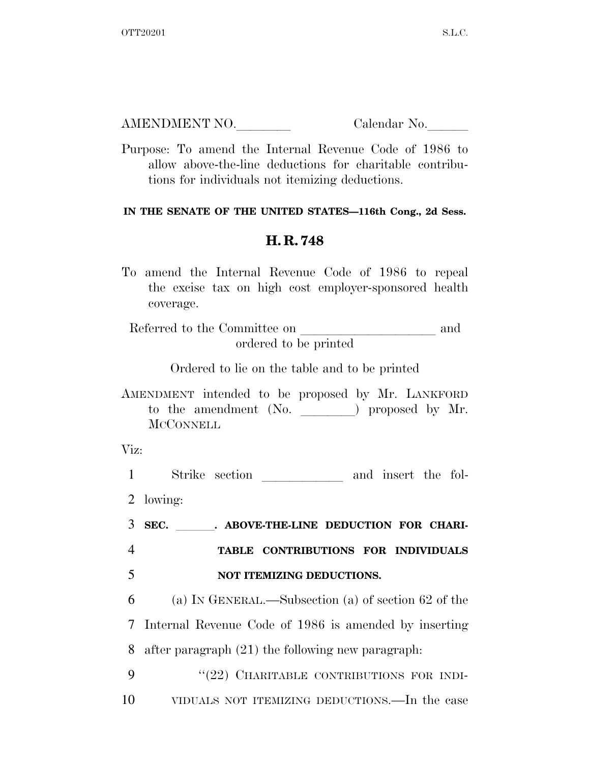AMENDMENT NO.________ Calendar No.______

Purpose: To amend the Internal Revenue Code of 1986 to allow above-the-line deductions for charitable contributions for individuals not itemizing deductions.

**IN THE SENATE OF THE UNITED STATES—116th Cong., 2d Sess.**

## H. R. 748

To amend the Internal Revenue Code of 1986 to repeal the excise tax on high cost employer-sponsored health coverage.

Referred to the Committee on ____________________ and ordered to be printed

Ordered to lie on the table and to be printed

AMENDMENT intended to be proposed by Mr. LANKFORD to the amendment (No. ________) proposed by Mr. MCCONNELL

Viz:

1 Strike section ____________ and insert the fol-
2 lowing:

3 **SEC. ______. ABOVE-THE-LINE DEDUCTION FOR CHARI-**
4 **TABLE CONTRIBUTIONS FOR INDIVIDUALS**
5 **NOT ITEMIZING DEDUCTIONS.**

6 (a) IN GENERAL.—Subsection (a) of section 62 of the
7 Internal Revenue Code of 1986 is amended by inserting
8 after paragraph (21) the following new paragraph:

9 "(22) CHARITABLE CONTRIBUTIONS FOR INDI-
10 VIDUALS NOT ITEMIZING DEDUCTIONS.—In the case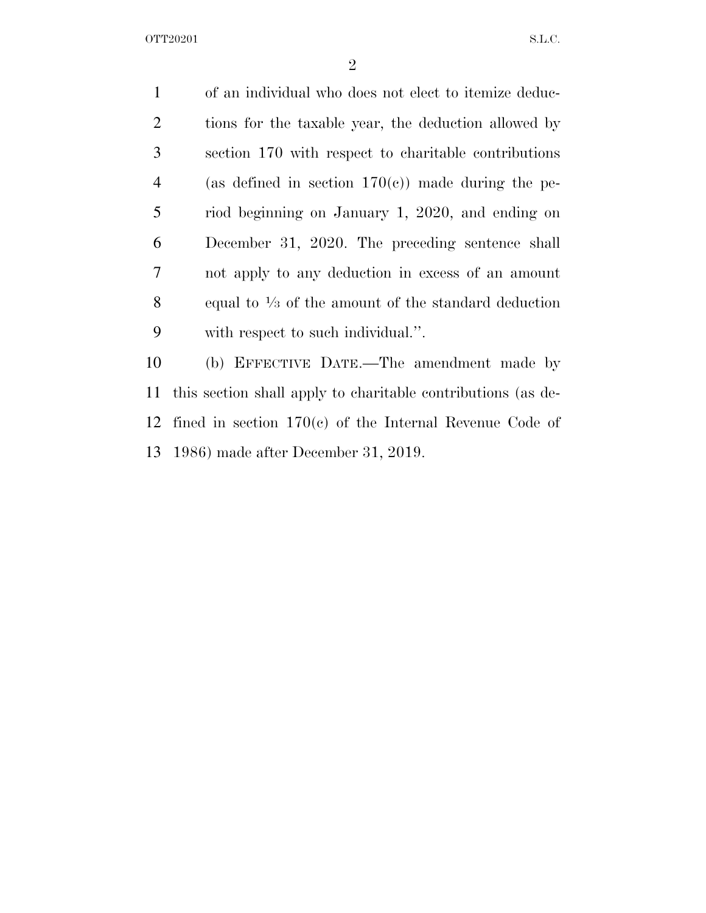of an individual who does not elect to itemize deductions for the taxable year, the deduction allowed by section 170 with respect to charitable contributions (as defined in section 170(c)) made during the period beginning on January 1, 2020, and ending on December 31, 2020. The preceding sentence shall not apply to any deduction in excess of an amount equal to ⅓ of the amount of the standard deduction with respect to such individual.''.

(b) EFFECTIVE DATE.—The amendment made by this section shall apply to charitable contributions (as defined in section 170(c) of the Internal Revenue Code of 1986) made after December 31, 2019.